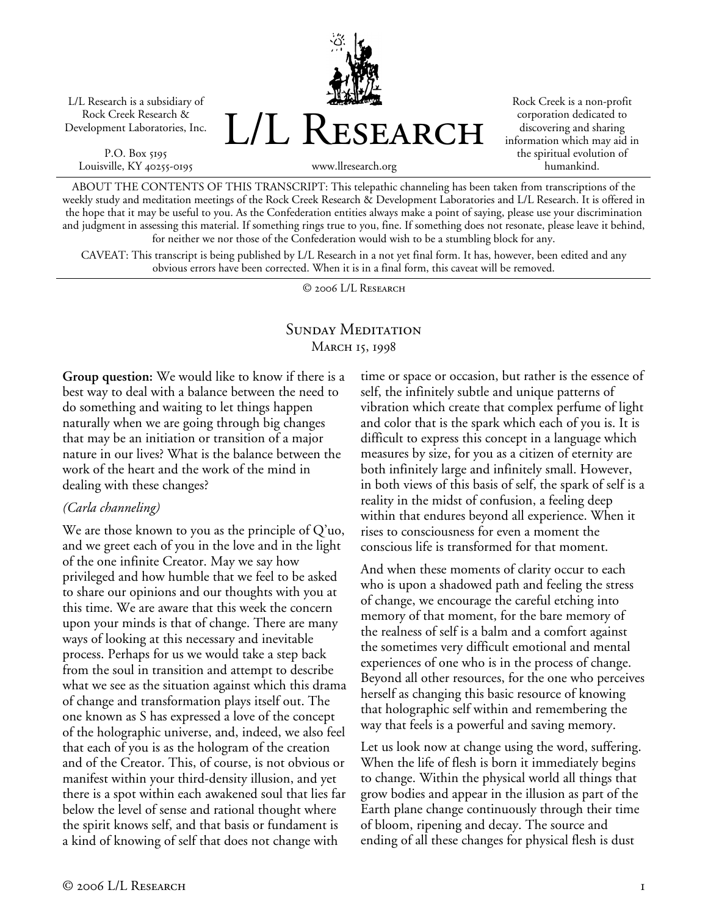L/L Research is a subsidiary of Rock Creek Research & Development Laboratories, Inc.

P.O. Box 5195
Louisville, KY 40255-0195

# L/L Research

www.llresearch.org

Rock Creek is a non-profit corporation dedicated to discovering and sharing information which may aid in the spiritual evolution of humankind.

ABOUT THE CONTENTS OF THIS TRANSCRIPT: This telepathic channeling has been taken from transcriptions of the weekly study and meditation meetings of the Rock Creek Research & Development Laboratories and L/L Research. It is offered in the hope that it may be useful to you. As the Confederation entities always make a point of saying, please use your discrimination and judgment in assessing this material. If something rings true to you, fine. If something does not resonate, please leave it behind, for neither we nor those of the Confederation would wish to be a stumbling block for any.

CAVEAT: This transcript is being published by L/L Research in a not yet final form. It has, however, been edited and any obvious errors have been corrected. When it is in a final form, this caveat will be removed.

© 2006 L/L Research

## Sunday Meditation
### March 15, 1998

**Group question:** We would like to know if there is a best way to deal with a balance between the need to do something and waiting to let things happen naturally when we are going through big changes that may be an initiation or transition of a major nature in our lives? What is the balance between the work of the heart and the work of the mind in dealing with these changes?

*(Carla channeling)*

We are those known to you as the principle of Q'uo, and we greet each of you in the love and in the light of the one infinite Creator. May we say how privileged and how humble that we feel to be asked to share our opinions and our thoughts with you at this time. We are aware that this week the concern upon your minds is that of change. There are many ways of looking at this necessary and inevitable process. Perhaps for us we would take a step back from the soul in transition and attempt to describe what we see as the situation against which this drama of change and transformation plays itself out. The one known as S has expressed a love of the concept of the holographic universe, and, indeed, we also feel that each of you is as the hologram of the creation and of the Creator. This, of course, is not obvious or manifest within your third-density illusion, and yet there is a spot within each awakened soul that lies far below the level of sense and rational thought where the spirit knows self, and that basis or fundament is a kind of knowing of self that does not change with time or space or occasion, but rather is the essence of self, the infinitely subtle and unique patterns of vibration which create that complex perfume of light and color that is the spark which each of you is. It is difficult to express this concept in a language which measures by size, for you as a citizen of eternity are both infinitely large and infinitely small. However, in both views of this basis of self, the spark of self is a reality in the midst of confusion, a feeling deep within that endures beyond all experience. When it rises to consciousness for even a moment the conscious life is transformed for that moment.

And when these moments of clarity occur to each who is upon a shadowed path and feeling the stress of change, we encourage the careful etching into memory of that moment, for the bare memory of the realness of self is a balm and a comfort against the sometimes very difficult emotional and mental experiences of one who is in the process of change. Beyond all other resources, for the one who perceives herself as changing this basic resource of knowing that holographic self within and remembering the way that feels is a powerful and saving memory.

Let us look now at change using the word, suffering. When the life of flesh is born it immediately begins to change. Within the physical world all things that grow bodies and appear in the illusion as part of the Earth plane change continuously through their time of bloom, ripening and decay. The source and ending of all these changes for physical flesh is dust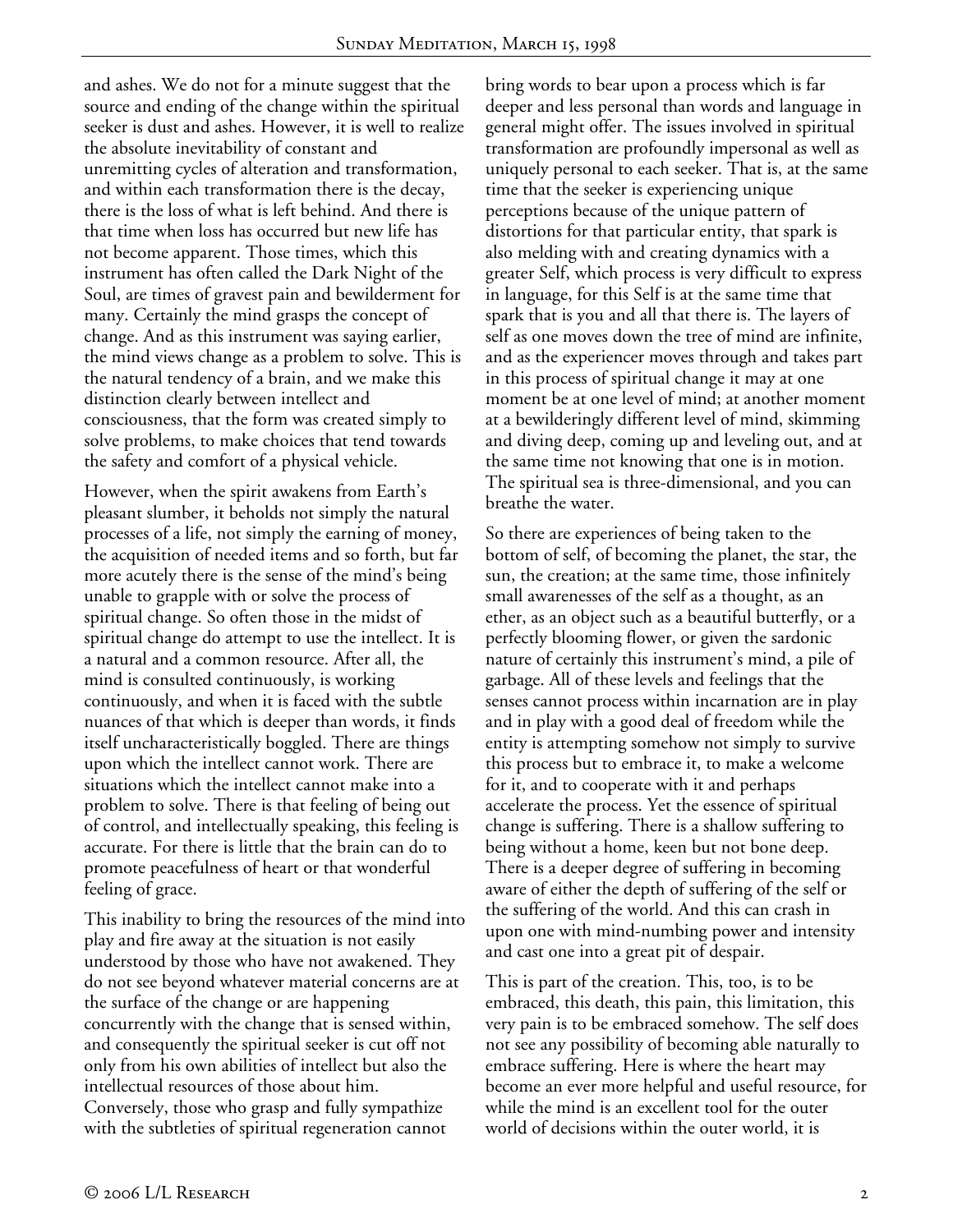and ashes. We do not for a minute suggest that the source and ending of the change within the spiritual seeker is dust and ashes. However, it is well to realize the absolute inevitability of constant and unremitting cycles of alteration and transformation, and within each transformation there is the decay, there is the loss of what is left behind. And there is that time when loss has occurred but new life has not become apparent. Those times, which this instrument has often called the Dark Night of the Soul, are times of gravest pain and bewilderment for many. Certainly the mind grasps the concept of change. And as this instrument was saying earlier, the mind views change as a problem to solve. This is the natural tendency of a brain, and we make this distinction clearly between intellect and consciousness, that the form was created simply to solve problems, to make choices that tend towards the safety and comfort of a physical vehicle.

However, when the spirit awakens from Earth's pleasant slumber, it beholds not simply the natural processes of a life, not simply the earning of money, the acquisition of needed items and so forth, but far more acutely there is the sense of the mind's being unable to grapple with or solve the process of spiritual change. So often those in the midst of spiritual change do attempt to use the intellect. It is a natural and a common resource. After all, the mind is consulted continuously, is working continuously, and when it is faced with the subtle nuances of that which is deeper than words, it finds itself uncharacteristically boggled. There are things upon which the intellect cannot work. There are situations which the intellect cannot make into a problem to solve. There is that feeling of being out of control, and intellectually speaking, this feeling is accurate. For there is little that the brain can do to promote peacefulness of heart or that wonderful feeling of grace.

This inability to bring the resources of the mind into play and fire away at the situation is not easily understood by those who have not awakened. They do not see beyond whatever material concerns are at the surface of the change or are happening concurrently with the change that is sensed within, and consequently the spiritual seeker is cut off not only from his own abilities of intellect but also the intellectual resources of those about him. Conversely, those who grasp and fully sympathize with the subtleties of spiritual regeneration cannot bring words to bear upon a process which is far deeper and less personal than words and language in general might offer. The issues involved in spiritual transformation are profoundly impersonal as well as uniquely personal to each seeker. That is, at the same time that the seeker is experiencing unique perceptions because of the unique pattern of distortions for that particular entity, that spark is also melding with and creating dynamics with a greater Self, which process is very difficult to express in language, for this Self is at the same time that spark that is you and all that there is. The layers of self as one moves down the tree of mind are infinite, and as the experiencer moves through and takes part in this process of spiritual change it may at one moment be at one level of mind; at another moment at a bewilderingly different level of mind, skimming and diving deep, coming up and leveling out, and at the same time not knowing that one is in motion. The spiritual sea is three-dimensional, and you can breathe the water.

So there are experiences of being taken to the bottom of self, of becoming the planet, the star, the sun, the creation; at the same time, those infinitely small awarenesses of the self as a thought, as an ether, as an object such as a beautiful butterfly, or a perfectly blooming flower, or given the sardonic nature of certainly this instrument's mind, a pile of garbage. All of these levels and feelings that the senses cannot process within incarnation are in play and in play with a good deal of freedom while the entity is attempting somehow not simply to survive this process but to embrace it, to make a welcome for it, and to cooperate with it and perhaps accelerate the process. Yet the essence of spiritual change is suffering. There is a shallow suffering to being without a home, keen but not bone deep. There is a deeper degree of suffering in becoming aware of either the depth of suffering of the self or the suffering of the world. And this can crash in upon one with mind-numbing power and intensity and cast one into a great pit of despair.

This is part of the creation. This, too, is to be embraced, this death, this pain, this limitation, this very pain is to be embraced somehow. The self does not see any possibility of becoming able naturally to embrace suffering. Here is where the heart may become an ever more helpful and useful resource, for while the mind is an excellent tool for the outer world of decisions within the outer world, it is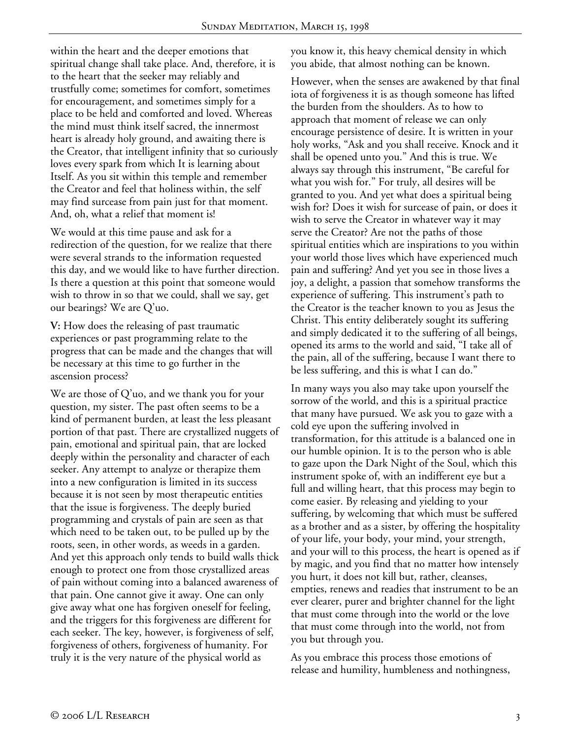within the heart and the deeper emotions that spiritual change shall take place. And, therefore, it is to the heart that the seeker may reliably and trustfully come; sometimes for comfort, sometimes for encouragement, and sometimes simply for a place to be held and comforted and loved. Whereas the mind must think itself sacred, the innermost heart is already holy ground, and awaiting there is the Creator, that intelligent infinity that so curiously loves every spark from which It is learning about Itself. As you sit within this temple and remember the Creator and feel that holiness within, the self may find surcease from pain just for that moment. And, oh, what a relief that moment is!

We would at this time pause and ask for a redirection of the question, for we realize that there were several strands to the information requested this day, and we would like to have further direction. Is there a question at this point that someone would wish to throw in so that we could, shall we say, get our bearings? We are Q'uo.

**V:** How does the releasing of past traumatic experiences or past programming relate to the progress that can be made and the changes that will be necessary at this time to go further in the ascension process?

We are those of Q'uo, and we thank you for your question, my sister. The past often seems to be a kind of permanent burden, at least the less pleasant portion of that past. There are crystallized nuggets of pain, emotional and spiritual pain, that are locked deeply within the personality and character of each seeker. Any attempt to analyze or therapize them into a new configuration is limited in its success because it is not seen by most therapeutic entities that the issue is forgiveness. The deeply buried programming and crystals of pain are seen as that which need to be taken out, to be pulled up by the roots, seen, in other words, as weeds in a garden. And yet this approach only tends to build walls thick enough to protect one from those crystallized areas of pain without coming into a balanced awareness of that pain. One cannot give it away. One can only give away what one has forgiven oneself for feeling, and the triggers for this forgiveness are different for each seeker. The key, however, is forgiveness of self, forgiveness of others, forgiveness of humanity. For truly it is the very nature of the physical world as you know it, this heavy chemical density in which you abide, that almost nothing can be known.

However, when the senses are awakened by that final iota of forgiveness it is as though someone has lifted the burden from the shoulders. As to how to approach that moment of release we can only encourage persistence of desire. It is written in your holy works, "Ask and you shall receive. Knock and it shall be opened unto you." And this is true. We always say through this instrument, "Be careful for what you wish for." For truly, all desires will be granted to you. And yet what does a spiritual being wish for? Does it wish for surcease of pain, or does it wish to serve the Creator in whatever way it may serve the Creator? Are not the paths of those spiritual entities which are inspirations to you within your world those lives which have experienced much pain and suffering? And yet you see in those lives a joy, a delight, a passion that somehow transforms the experience of suffering. This instrument's path to the Creator is the teacher known to you as Jesus the Christ. This entity deliberately sought its suffering and simply dedicated it to the suffering of all beings, opened its arms to the world and said, "I take all of the pain, all of the suffering, because I want there to be less suffering, and this is what I can do."

In many ways you also may take upon yourself the sorrow of the world, and this is a spiritual practice that many have pursued. We ask you to gaze with a cold eye upon the suffering involved in transformation, for this attitude is a balanced one in our humble opinion. It is to the person who is able to gaze upon the Dark Night of the Soul, which this instrument spoke of, with an indifferent eye but a full and willing heart, that this process may begin to come easier. By releasing and yielding to your suffering, by welcoming that which must be suffered as a brother and as a sister, by offering the hospitality of your life, your body, your mind, your strength, and your will to this process, the heart is opened as if by magic, and you find that no matter how intensely you hurt, it does not kill but, rather, cleanses, empties, renews and readies that instrument to be an ever clearer, purer and brighter channel for the light that must come through into the world or the love that must come through into the world, not from you but through you.

As you embrace this process those emotions of release and humility, humbleness and nothingness,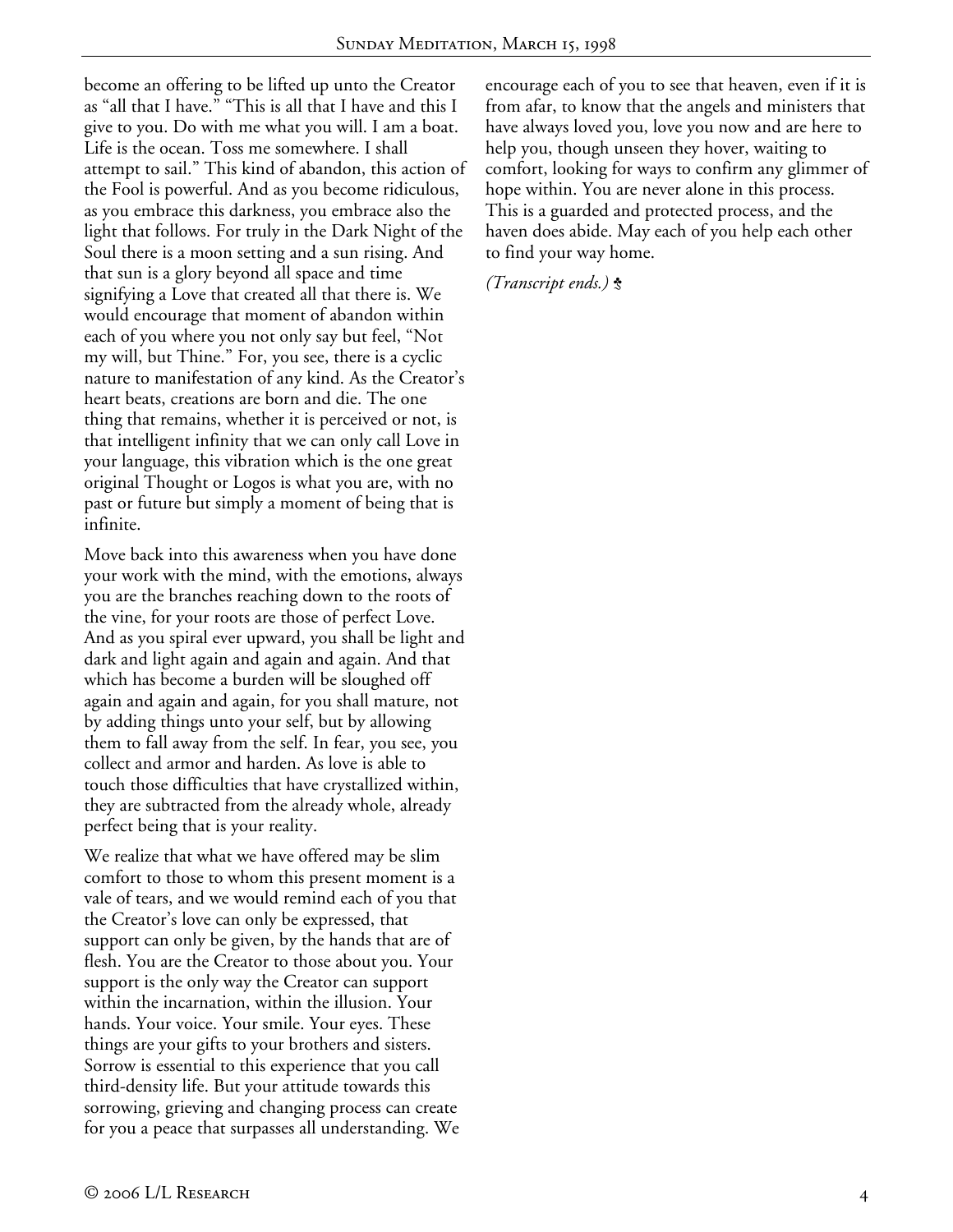become an offering to be lifted up unto the Creator as "all that I have." "This is all that I have and this I give to you. Do with me what you will. I am a boat. Life is the ocean. Toss me somewhere. I shall attempt to sail." This kind of abandon, this action of the Fool is powerful. And as you become ridiculous, as you embrace this darkness, you embrace also the light that follows. For truly in the Dark Night of the Soul there is a moon setting and a sun rising. And that sun is a glory beyond all space and time signifying a Love that created all that there is. We would encourage that moment of abandon within each of you where you not only say but feel, "Not my will, but Thine." For, you see, there is a cyclic nature to manifestation of any kind. As the Creator's heart beats, creations are born and die. The one thing that remains, whether it is perceived or not, is that intelligent infinity that we can only call Love in your language, this vibration which is the one great original Thought or Logos is what you are, with no past or future but simply a moment of being that is infinite.

Move back into this awareness when you have done your work with the mind, with the emotions, always you are the branches reaching down to the roots of the vine, for your roots are those of perfect Love. And as you spiral ever upward, you shall be light and dark and light again and again and again. And that which has become a burden will be sloughed off again and again and again, for you shall mature, not by adding things unto your self, but by allowing them to fall away from the self. In fear, you see, you collect and armor and harden. As love is able to touch those difficulties that have crystallized within, they are subtracted from the already whole, already perfect being that is your reality.

We realize that what we have offered may be slim comfort to those to whom this present moment is a vale of tears, and we would remind each of you that the Creator's love can only be expressed, that support can only be given, by the hands that are of flesh. You are the Creator to those about you. Your support is the only way the Creator can support within the incarnation, within the illusion. Your hands. Your voice. Your smile. Your eyes. These things are your gifts to your brothers and sisters. Sorrow is essential to this experience that you call third-density life. But your attitude towards this sorrowing, grieving and changing process can create for you a peace that surpasses all understanding. We encourage each of you to see that heaven, even if it is from afar, to know that the angels and ministers that have always loved you, love you now and are here to help you, though unseen they hover, waiting to comfort, looking for ways to confirm any glimmer of hope within. You are never alone in this process. This is a guarded and protected process, and the haven does abide. May each of you help each other to find your way home.

*(Transcript ends.)*